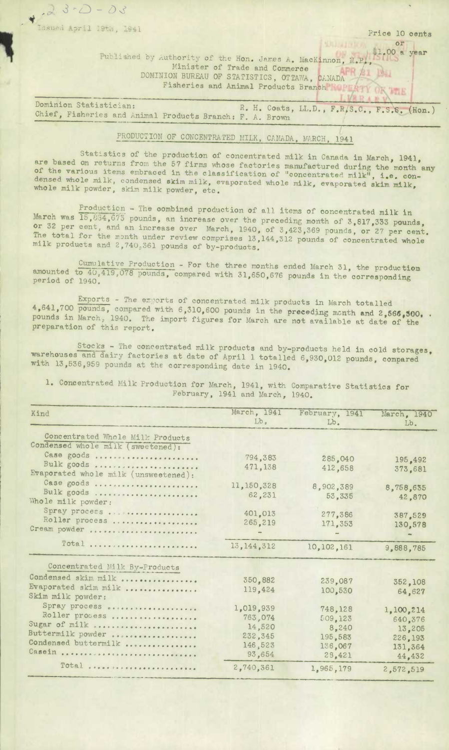23-D-03

Issued April 19th, 1941

Price 10 cents or $1.00 a year

Published by Authority of the Hon. James A. MacKinnon, M.P., Minister of Trade and Commerce
DOMINION BUREAU OF STATISTICS, OTTAWA, CANADA
Fisheries and Animal Products Branch

Dominion Statistician: R. H. Coats, LL.D., F.R.S.C., F.S.S. (Hon.)
Chief, Fisheries and Animal Products Branch: F. A. Brown

# PRODUCTION OF CONCENTRATED MILK, CANADA, MARCH, 1941

Statistics of the production of concentrated milk in Canada in March, 1941, are based on returns from the 57 firms whose factories manufactured during the month any of the various items embraced in the classification of "concentrated milk", i.e. condensed whole milk, condensed skim milk, evaporated whole milk, evaporated skim milk, whole milk powder, skim milk powder, etc.

Production - The combined production of all items of concentrated milk in March was 15,884,673 pounds, an increase over the preceding month of 3,817,333 pounds, or 32 per cent, and an increase over March, 1940, of 3,423,369 pounds, or 27 per cent. The total for the month under review comprises 13,144,312 pounds of concentrated whole milk products and 2,740,361 pounds of by-products.

Cumulative Production - For the three months ended March 31, the production amounted to 40,419,078 pounds, compared with 31,650,676 pounds in the corresponding period of 1940.

Exports - The exports of concentrated milk products in March totalled 4,641,700 pounds, compared with 6,310,600 pounds in the preceding month and 2,566,300 pounds in March, 1940. The import figures for March are not available at date of the preparation of this report.

Stocks - The concentrated milk products and by-products held in cold storages, warehouses and dairy factories at date of April 1 totalled 6,930,012 pounds, compared with 13,536,959 pounds at the corresponding date in 1940.

1. Concentrated Milk Production for March, 1941, with Comparative Statistics for February, 1941 and March, 1940.

| Kind | March, 1941 Lb. | February, 1941 Lb. | March, 1940 Lb. |
|---|---|---|---|
| **Concentrated Whole Milk Products** | | | |
| Condensed whole milk (sweetened): | | | |
| Case goods | 794,383 | 285,040 | 195,492 |
| Bulk goods | 471,138 | 412,658 | 373,681 |
| Evaporated whole milk (unsweetened): | | | |
| Case goods | 11,150,328 | 8,902,389 | 8,758,635 |
| Bulk goods | 62,231 | 53,335 | 42,870 |
| Whole milk powder: | | | |
| Spray process | 401,013 | 277,386 | 387,529 |
| Roller process | 265,219 | 171,353 | 130,578 |
| Cream powder | - | - | - |
| Total | 13,144,312 | 10,102,161 | 9,888,785 |
| **Concentrated Milk By-Products** | | | |
| Condensed skim milk | 350,882 | 239,087 | 352,108 |
| Evaporated skim milk | 119,424 | 100,530 | 64,627 |
| Skim milk powder: | | | |
| Spray process | 1,019,939 | 748,128 | 1,100,214 |
| Roller process | 763,074 | 509,123 | 640,376 |
| Sugar of milk | 14,520 | 8,240 | 13,205 |
| Buttermilk powder | 232,345 | 195,583 | 226,193 |
| Condensed buttermilk | 146,523 | 136,067 | 131,364 |
| Casein | 93,654 | 28,421 | 44,432 |
| Total | 2,740,361 | 1,965,179 | 2,572,519 |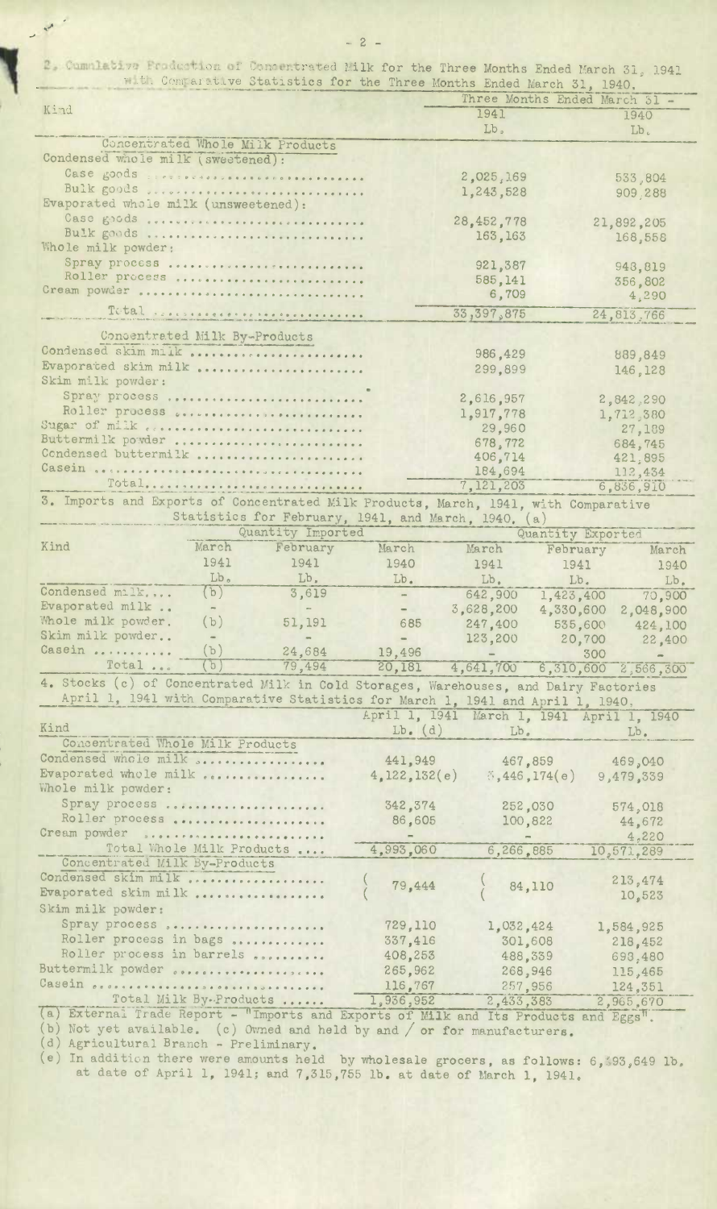2. Cumulative Production of Concentrated Milk for the Three Months Ended March 31, 1941 with Comparative Statistics for the Three Months Ended March 31, 1940.

| Kind | Three Months Ended March 31 - 1941 | 1940 |
|---|---|---|
| | Lb. | Lb. |
| **Concentrated Whole Milk Products** | | |
| Condensed whole milk (sweetened): | | |
| Case goods | 2,025,169 | 533,804 |
| Bulk goods | 1,243,528 | 909,288 |
| Evaporated whole milk (unsweetened): | | |
| Case goods | 28,452,778 | 21,892,205 |
| Bulk goods | 163,163 | 168,558 |
| Whole milk powder: | | |
| Spray process | 921,387 | 948,819 |
| Roller process | 585,141 | 356,802 |
| Cream powder | 6,709 | 4,290 |
| Total | 33,397,875 | 24,813,766 |
| **Concentrated Milk By-Products** | | |
| Condensed skim milk | 986,429 | 889,849 |
| Evaporated skim milk | 299,899 | 146,128 |
| Skim milk powder: | | |
| Spray process | 2,616,957 | 2,842,290 |
| Roller process | 1,917,778 | 1,712,380 |
| Sugar of milk | 29,960 | 27,189 |
| Buttermilk powder | 678,772 | 684,745 |
| Condensed buttermilk | 406,714 | 421,895 |
| Casein | 184,694 | 112,434 |
| Total | 7,121,203 | 6,836,910 |

3. Imports and Exports of Concentrated Milk Products, March, 1941, with Comparative Statistics for February, 1941, and March, 1940. (a)

| Kind | Quantity Imported | | | Quantity Exported | | |
|---|---|---|---|---|---|---|
| | March 1941 | February 1941 | March 1940 | March 1941 | February 1941 | March 1940 |
| | Lb. | Lb. | Lb. | Lb. | Lb. | Lb. |
| Condensed milk | (b) | 3,619 | - | 642,900 | 1,423,400 | 70,900 |
| Evaporated milk | - | - | - | 3,628,200 | 4,330,600 | 2,048,900 |
| Whole milk powder | (b) | 51,191 | 685 | 247,400 | 535,600 | 424,100 |
| Skim milk powder | - | - | - | 123,200 | 20,700 | 22,400 |
| Casein | (b) | 24,684 | 19,496 | - | 300 | - |
| Total | (b) | 79,494 | 20,181 | 4,641,700 | 6,310,600 | 2,566,300 |

4. Stocks (c) of Concentrated Milk in Cold Storages, Warehouses, and Dairy Factories April 1, 1941 with Comparative Statistics for March 1, 1941 and April 1, 1940.

| Kind | April 1, 1941 Lb. (d) | March 1, 1941 Lb. | April 1, 1940 Lb. |
|---|---|---|---|
| **Concentrated Whole Milk Products** | | | |
| Condensed whole milk | 441,949 | 467,859 | 469,040 |
| Evaporated whole milk | 4,122,132(e) | 5,446,174(e) | 9,479,339 |
| Whole milk powder: | | | |
| Spray process | 342,374 | 252,030 | 574,018 |
| Roller process | 86,605 | 100,822 | 44,672 |
| Cream powder | - | - | 4,220 |
| Total Whole Milk Products | 4,993,060 | 6,266,885 | 10,571,289 |
| **Concentrated Milk By-Products** | | | |
| Condensed skim milk | 79,444 | 84,110 | 213,474 |
| Evaporated skim milk | | | 10,523 |
| Skim milk powder: | | | |
| Spray process | 729,110 | 1,032,424 | 1,584,925 |
| Roller process in bags | 337,416 | 301,608 | 218,452 |
| Roller process in barrels | 408,253 | 488,339 | 693,480 |
| Buttermilk powder | 265,962 | 268,946 | 115,465 |
| Casein | 116,767 | 257,956 | 124,351 |
| Total Milk By-Products | 1,936,952 | 2,433,383 | 2,965,670 |

(a) External Trade Report - "Imports and Exports of Milk and Its Products and Eggs".
(b) Not yet available. (c) Owned and held by and / or for manufacturers.
(d) Agricultural Branch - Preliminary.
(e) In addition there were amounts held by wholesale grocers, as follows: 6,493,649 lb. at date of April 1, 1941; and 7,315,755 lb. at date of March 1, 1941.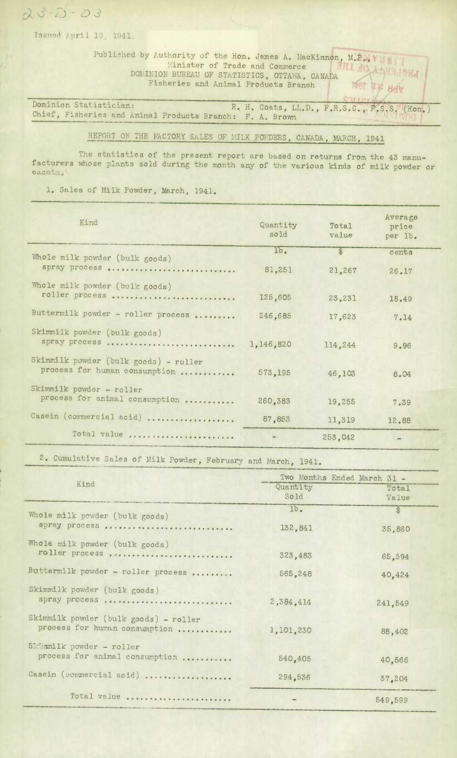23-D-03

Issued April 19, 1941.

Published by Authority of the Hon. James A. MacKinnon, M.P.,
Minister of Trade and Commerce
DOMINION BUREAU OF STATISTICS, OTTAWA, CANADA
Fisheries and Animal Products Branch

Dominion Statistician: R. H. Coats, LL.D., F.R.S.C., F.S.S. (Hon.)
Chief, Fisheries and Animal Products Branch: F. A. Brown

## REPORT ON THE FACTORY SALES OF MILK POWDERS, CANADA, MARCH, 1941

The statistics of the present report are based on returns from the 43 manufacturers whose plants sold during the month any of the various kinds of milk powder or casein.

1. Sales of Milk Powder, March, 1941.

| Kind | Quantity sold | Total value | Average price per lb. |
|---|---|---|---|
| | lb. | $ | cents |
| Whole milk powder (bulk goods) spray process | 81,251 | 21,267 | 26.17 |
| Whole milk powder (bulk goods) roller process | 125,605 | 23,231 | 18.49 |
| Buttermilk powder - roller process | 246,685 | 17,623 | 7.14 |
| Skimmilk powder (bulk goods) spray process | 1,146,820 | 114,244 | 9.96 |
| Skimmilk powder (bulk goods) - roller process for human consumption | 573,195 | 46,103 | 8.04 |
| Skimmilk powder - roller process for animal consumption | 260,383 | 19,255 | 7.39 |
| Casein (commercial acid) | 87,853 | 11,319 | 12.88 |
| Total value | - | 253,042 | - |

2. Cumulative Sales of Milk Powder, February and March, 1941.

| Kind | Two Months Ended March 31 - | |
|---|---|---|
| | Quantity Sold | Total Value |
| | lb. | $ |
| Whole milk powder (bulk goods) spray process | 132,841 | 35,860 |
| Whole milk powder (bulk goods) roller process | 323,483 | 65,594 |
| Buttermilk powder - roller process | 565,248 | 40,424 |
| Skimmilk powder (bulk goods) spray process | 2,384,414 | 241,549 |
| Skimmilk powder (bulk goods) - roller process for human consumption | 1,101,230 | 88,402 |
| Skimmilk powder - roller process for animal consumption | 540,405 | 40,566 |
| Casein (commercial acid) | 294,536 | 37,204 |
| Total value | - | 549,599 |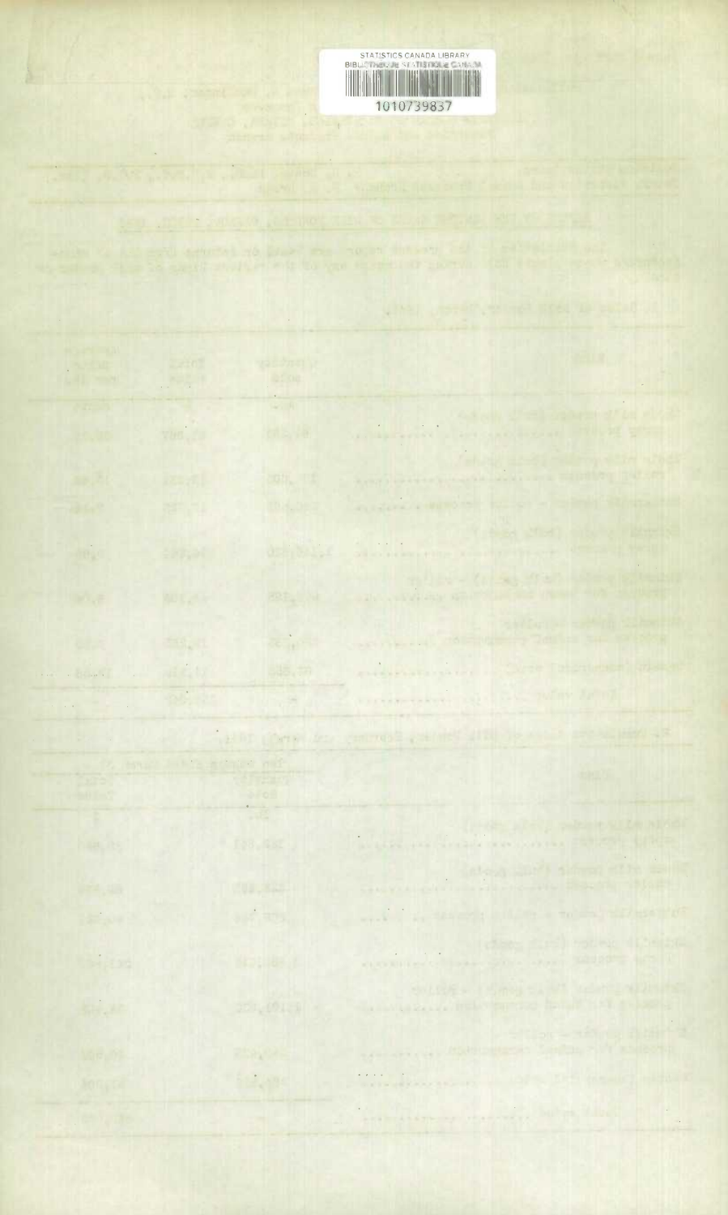STATISTICS CANADA LIBRARY
BIBLIOTHÈQUE STATISTIQUE CANADA

1010739837